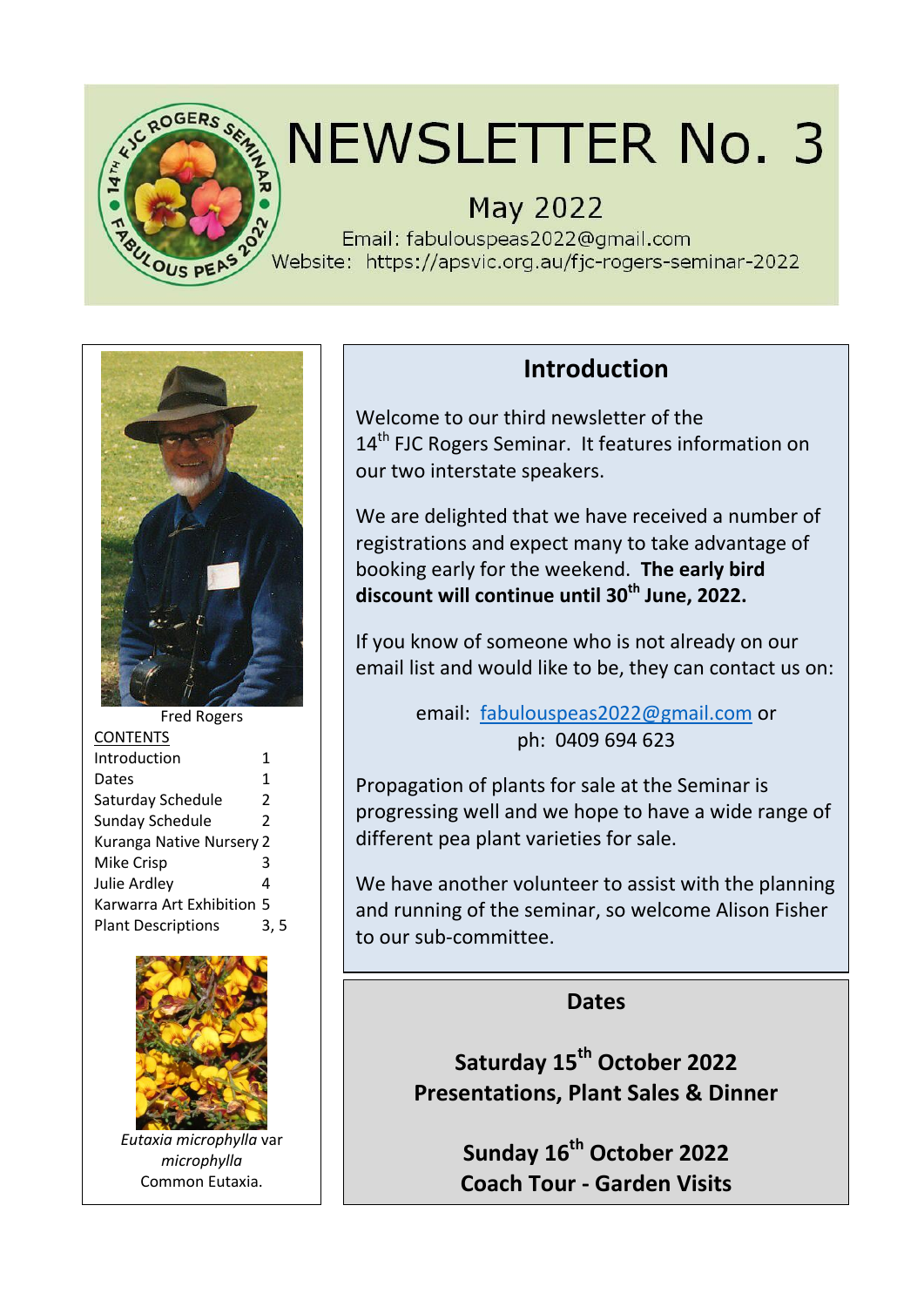# NEWSLETTER No. 3

May 2022

Email: fabulouspeas2022@gmail.com
Website: https://apsvic.org.au/fjc-rogers-seminar-2022

Fred Rogers

CONTENTS

| | |
|---|---|
| Introduction | 1 |
| Dates | 1 |
| Saturday Schedule | 2 |
| Sunday Schedule | 2 |
| Kuranga Native Nursery | 2 |
| Mike Crisp | 3 |
| Julie Ardley | 4 |
| Karwarra Art Exhibition | 5 |
| Plant Descriptions | 3, 5 |

*Eutaxia microphylla* var *microphylla*
Common Eutaxia.

## Introduction

Welcome to our third newsletter of the 14th FJC Rogers Seminar. It features information on our two interstate speakers.

We are delighted that we have received a number of registrations and expect many to take advantage of booking early for the weekend. **The early bird discount will continue until 30th June, 2022.**

If you know of someone who is not already on our email list and would like to be, they can contact us on:

email: fabulouspeas2022@gmail.com or
ph: 0409 694 623

Propagation of plants for sale at the Seminar is progressing well and we hope to have a wide range of different pea plant varieties for sale.

We have another volunteer to assist with the planning and running of the seminar, so welcome Alison Fisher to our sub-committee.

## Dates

**Saturday 15th October 2022**
**Presentations, Plant Sales & Dinner**

**Sunday 16th October 2022**
**Coach Tour - Garden Visits**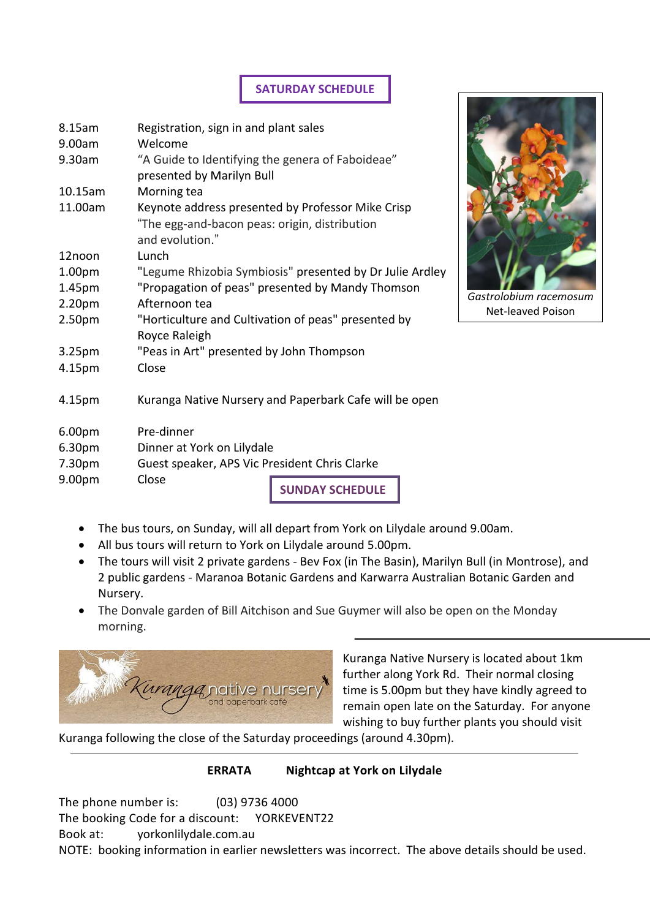## SATURDAY SCHEDULE

| | |
|---|---|
| 8.15am | Registration, sign in and plant sales |
| 9.00am | Welcome |
| 9.30am | "A Guide to Identifying the genera of Faboideae" presented by Marilyn Bull |
| 10.15am | Morning tea |
| 11.00am | Keynote address presented by Professor Mike Crisp "The egg-and-bacon peas: origin, distribution and evolution." |
| 12noon | Lunch |
| 1.00pm | "Legume Rhizobia Symbiosis" presented by Dr Julie Ardley |
| 1.45pm | "Propagation of peas" presented by Mandy Thomson |
| 2.20pm | Afternoon tea |
| 2.50pm | "Horticulture and Cultivation of peas" presented by Royce Raleigh |
| 3.25pm | "Peas in Art" presented by John Thompson |
| 4.15pm | Close |
| 4.15pm | Kuranga Native Nursery and Paperbark Cafe will be open |
| 6.00pm | Pre-dinner |
| 6.30pm | Dinner at York on Lilydale |
| 7.30pm | Guest speaker, APS Vic President Chris Clarke |
| 9.00pm | Close |

*Gastrolobium racemosum*
Net-leaved Poison

## SUNDAY SCHEDULE

- The bus tours, on Sunday, will all depart from York on Lilydale around 9.00am.
- All bus tours will return to York on Lilydale around 5.00pm.
- The tours will visit 2 private gardens - Bev Fox (in The Basin), Marilyn Bull (in Montrose), and 2 public gardens - Maranoa Botanic Gardens and Karwarra Australian Botanic Garden and Nursery.
- The Donvale garden of Bill Aitchison and Sue Guymer will also be open on the Monday morning.

Kuranga native nursery and paperbark café

Kuranga Native Nursery is located about 1km further along York Rd. Their normal closing time is 5.00pm but they have kindly agreed to remain open late on the Saturday. For anyone wishing to buy further plants you should visit Kuranga following the close of the Saturday proceedings (around 4.30pm).

---

**ERRATA Nightcap at York on Lilydale**

The phone number is: (03) 9736 4000
The booking Code for a discount: YORKEVENT22
Book at: yorkonlilydale.com.au
NOTE: booking information in earlier newsletters was incorrect. The above details should be used.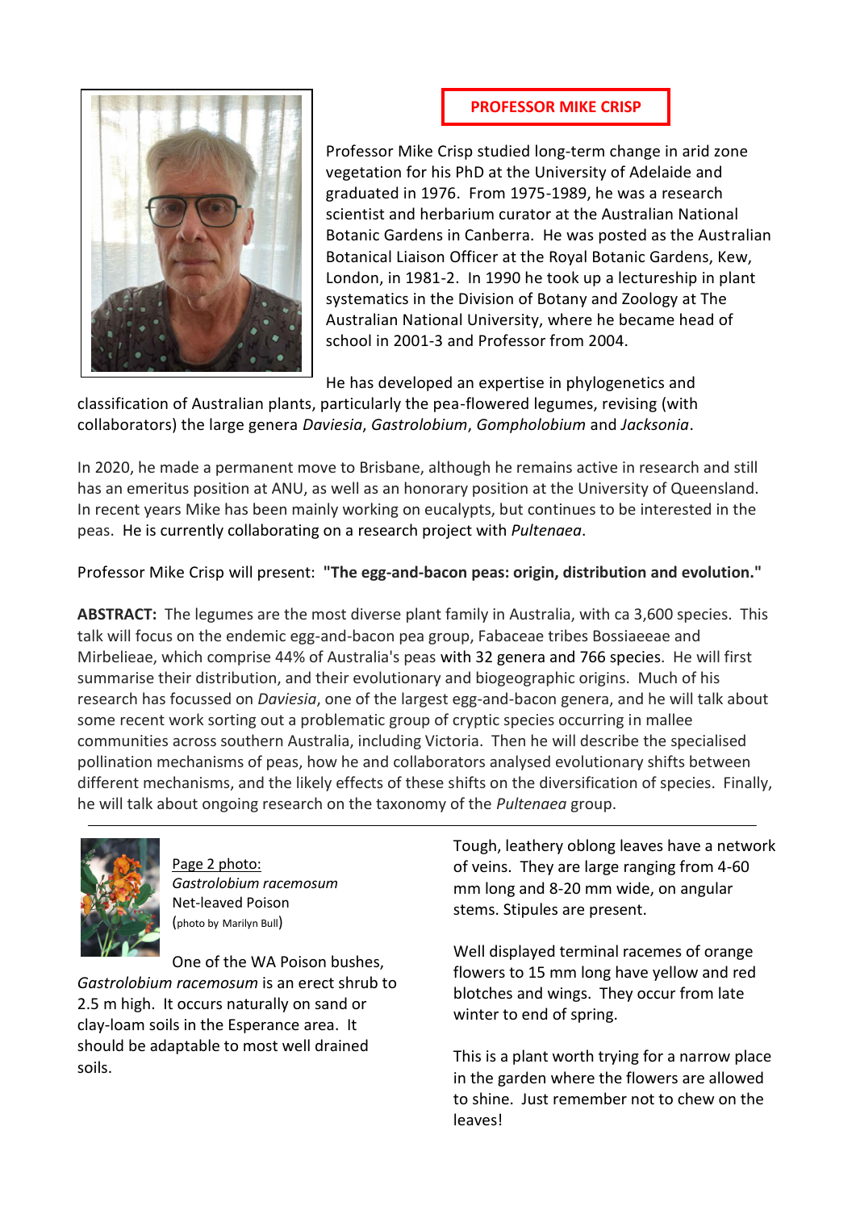## PROFESSOR MIKE CRISP

Professor Mike Crisp studied long-term change in arid zone vegetation for his PhD at the University of Adelaide and graduated in 1976. From 1975-1989, he was a research scientist and herbarium curator at the Australian National Botanic Gardens in Canberra. He was posted as the Australian Botanical Liaison Officer at the Royal Botanic Gardens, Kew, London, in 1981-2. In 1990 he took up a lectureship in plant systematics in the Division of Botany and Zoology at The Australian National University, where he became head of school in 2001-3 and Professor from 2004.

He has developed an expertise in phylogenetics and classification of Australian plants, particularly the pea-flowered legumes, revising (with collaborators) the large genera *Daviesia*, *Gastrolobium*, *Gompholobium* and *Jacksonia*.

In 2020, he made a permanent move to Brisbane, although he remains active in research and still has an emeritus position at ANU, as well as an honorary position at the University of Queensland. In recent years Mike has been mainly working on eucalypts, but continues to be interested in the peas. He is currently collaborating on a research project with *Pultenaea*.

Professor Mike Crisp will present: **"The egg-and-bacon peas: origin, distribution and evolution."**

**ABSTRACT:** The legumes are the most diverse plant family in Australia, with ca 3,600 species. This talk will focus on the endemic egg-and-bacon pea group, Fabaceae tribes Bossiaeeae and Mirbelieae, which comprise 44% of Australia's peas with 32 genera and 766 species. He will first summarise their distribution, and their evolutionary and biogeographic origins. Much of his research has focussed on *Daviesia*, one of the largest egg-and-bacon genera, and he will talk about some recent work sorting out a problematic group of cryptic species occurring in mallee communities across southern Australia, including Victoria. Then he will describe the specialised pollination mechanisms of peas, how he and collaborators analysed evolutionary shifts between different mechanisms, and the likely effects of these shifts on the diversification of species. Finally, he will talk about ongoing research on the taxonomy of the *Pultenaea* group.

---

Page 2 photo:
*Gastrolobium racemosum*
Net-leaved Poison
(photo by Marilyn Bull)

One of the WA Poison bushes, *Gastrolobium racemosum* is an erect shrub to 2.5 m high. It occurs naturally on sand or clay-loam soils in the Esperance area. It should be adaptable to most well drained soils.

Tough, leathery oblong leaves have a network of veins. They are large ranging from 4-60 mm long and 8-20 mm wide, on angular stems. Stipules are present.

Well displayed terminal racemes of orange flowers to 15 mm long have yellow and red blotches and wings. They occur from late winter to end of spring.

This is a plant worth trying for a narrow place in the garden where the flowers are allowed to shine. Just remember not to chew on the leaves!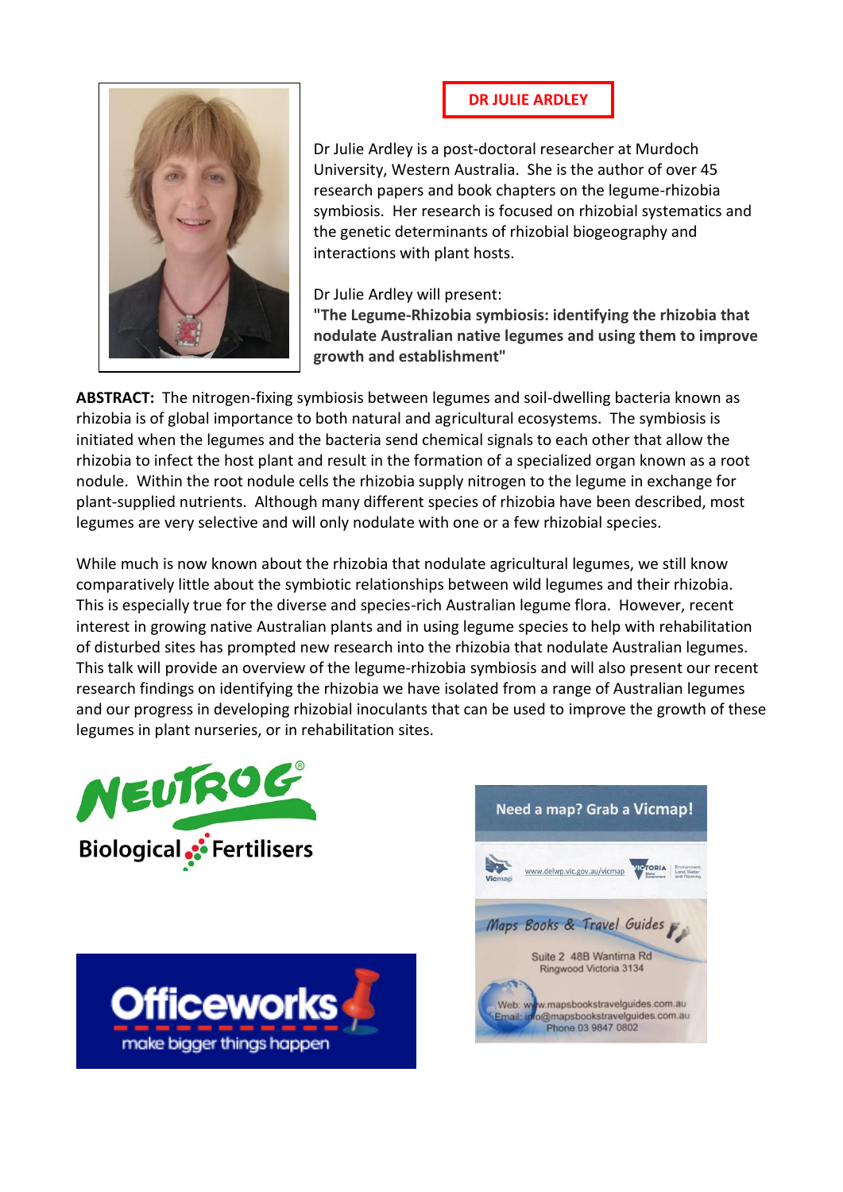## DR JULIE ARDLEY

Dr Julie Ardley is a post-doctoral researcher at Murdoch University, Western Australia. She is the author of over 45 research papers and book chapters on the legume-rhizobia symbiosis. Her research is focused on rhizobial systematics and the genetic determinants of rhizobial biogeography and interactions with plant hosts.

Dr Julie Ardley will present:

**"The Legume-Rhizobia symbiosis: identifying the rhizobia that nodulate Australian native legumes and using them to improve growth and establishment"**

**ABSTRACT:** The nitrogen-fixing symbiosis between legumes and soil-dwelling bacteria known as rhizobia is of global importance to both natural and agricultural ecosystems. The symbiosis is initiated when the legumes and the bacteria send chemical signals to each other that allow the rhizobia to infect the host plant and result in the formation of a specialized organ known as a root nodule. Within the root nodule cells the rhizobia supply nitrogen to the legume in exchange for plant-supplied nutrients. Although many different species of rhizobia have been described, most legumes are very selective and will only nodulate with one or a few rhizobial species.

While much is now known about the rhizobia that nodulate agricultural legumes, we still know comparatively little about the symbiotic relationships between wild legumes and their rhizobia. This is especially true for the diverse and species-rich Australian legume flora. However, recent interest in growing native Australian plants and in using legume species to help with rehabilitation of disturbed sites has prompted new research into the rhizobia that nodulate Australian legumes. This talk will provide an overview of the legume-rhizobia symbiosis and will also present our recent research findings on identifying the rhizobia we have isolated from a range of Australian legumes and our progress in developing rhizobial inoculants that can be used to improve the growth of these legumes in plant nurseries, or in rehabilitation sites.

NEUTROG®
Biological Fertilisers

Need a map? Grab a Vicmap!

Vicmap www.delwp.vic.gov.au/vicmap VICTORIA State Government Environment, Land, Water and Planning

Maps Books & Travel Guides

Suite 2 48B Wantirna Rd
Ringwood Victoria 3134

Web: www.mapsbookstravelguides.com.au
Email: info@mapsbookstravelguides.com.au
Phone 03 9847 0802

Officeworks
make bigger things happen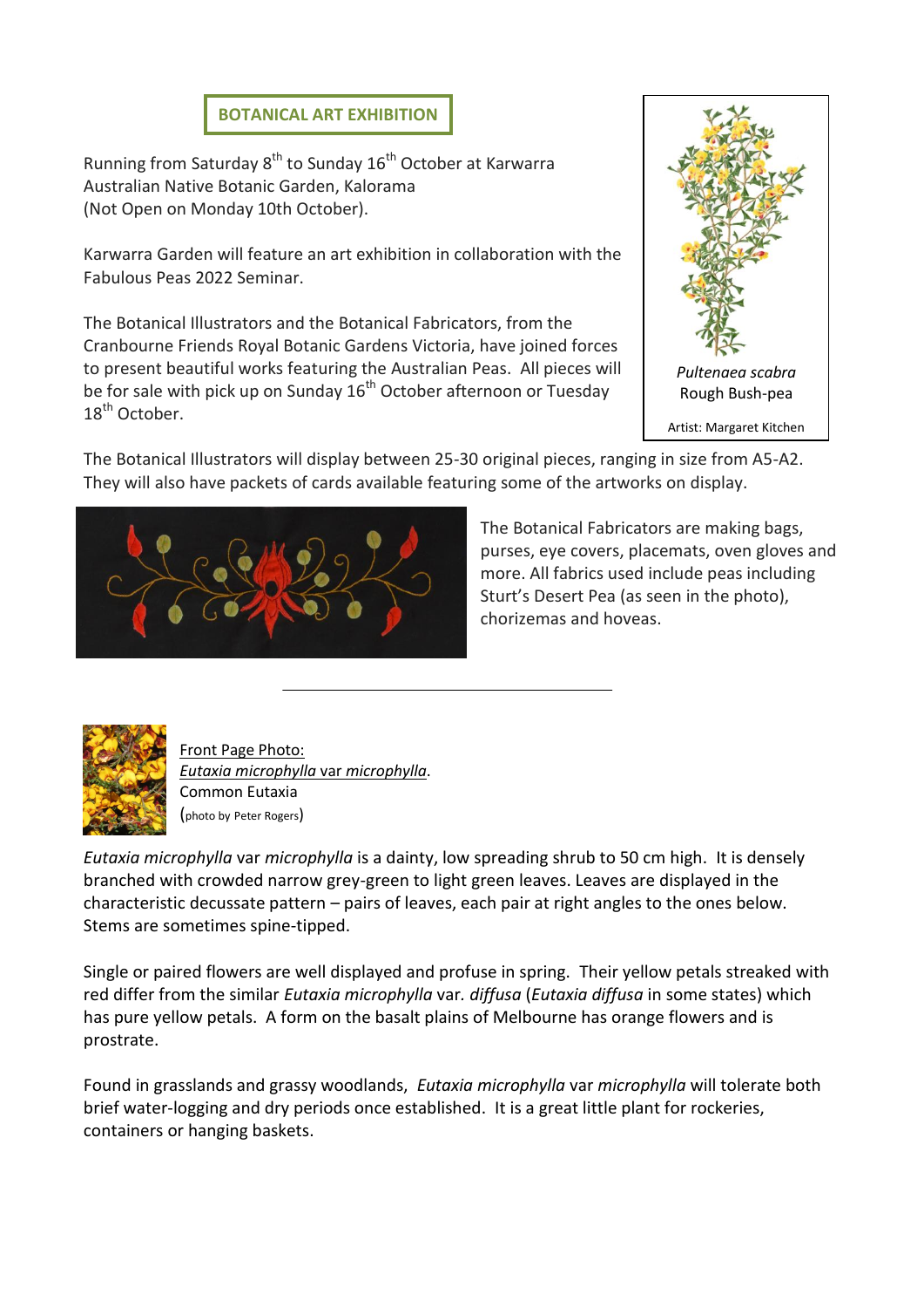## BOTANICAL ART EXHIBITION

Running from Saturday 8th to Sunday 16th October at Karwarra Australian Native Botanic Garden, Kalorama (Not Open on Monday 10th October).

Karwarra Garden will feature an art exhibition in collaboration with the Fabulous Peas 2022 Seminar.

The Botanical Illustrators and the Botanical Fabricators, from the Cranbourne Friends Royal Botanic Gardens Victoria, have joined forces to present beautiful works featuring the Australian Peas. All pieces will be for sale with pick up on Sunday 16th October afternoon or Tuesday 18th October.

*Pultenaea scabra*
Rough Bush-pea

Artist: Margaret Kitchen

The Botanical Illustrators will display between 25-30 original pieces, ranging in size from A5-A2. They will also have packets of cards available featuring some of the artworks on display.

The Botanical Fabricators are making bags, purses, eye covers, placemats, oven gloves and more. All fabrics used include peas including Sturt's Desert Pea (as seen in the photo), chorizemas and hoveas.

---

Front Page Photo:
*Eutaxia microphylla* var *microphylla*.
Common Eutaxia
(photo by Peter Rogers)

*Eutaxia microphylla* var *microphylla* is a dainty, low spreading shrub to 50 cm high. It is densely branched with crowded narrow grey-green to light green leaves. Leaves are displayed in the characteristic decussate pattern – pairs of leaves, each pair at right angles to the ones below. Stems are sometimes spine-tipped.

Single or paired flowers are well displayed and profuse in spring. Their yellow petals streaked with red differ from the similar *Eutaxia microphylla* var. *diffusa* (*Eutaxia diffusa* in some states) which has pure yellow petals. A form on the basalt plains of Melbourne has orange flowers and is prostrate.

Found in grasslands and grassy woodlands, *Eutaxia microphylla* var *microphylla* will tolerate both brief water-logging and dry periods once established. It is a great little plant for rockeries, containers or hanging baskets.